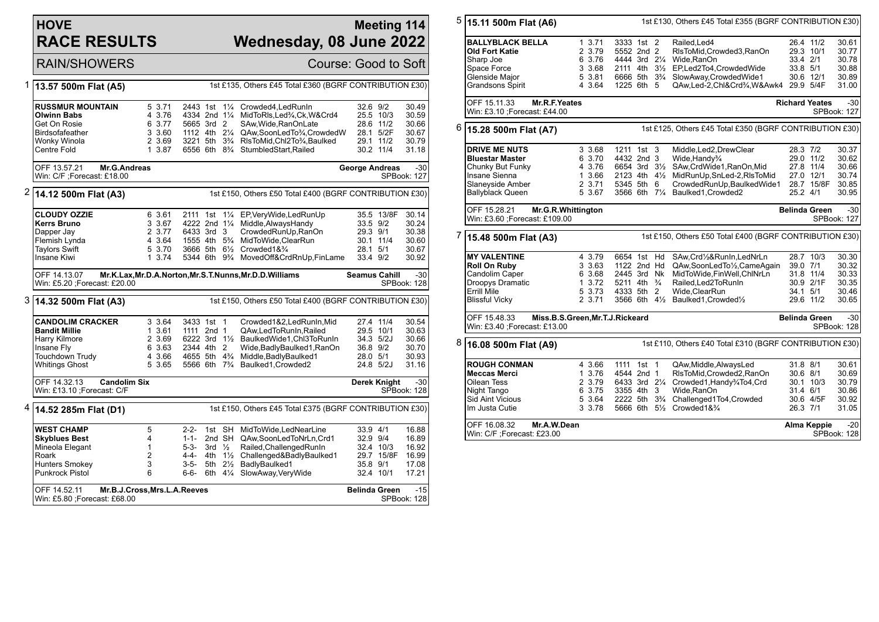# HOVE RACE RESULTS

# Meeting 114 Wednesday, 08 June 2022

RAIN/SHOWERS

Course: Good to Soft

## 1 13.57 500m Flat (A5)

1st £135, Others £45 Total £360 (BGRF CONTRIBUTION £30)

| Greyhound | Trap | Split | Sectionals | Pos | Dist | Remarks | Wt | SP | Time |
|---|---|---|---|---|---|---|---|---|---|
| **RUSSMUR MOUNTAIN** | 5 | 3.71 | 2443 | 1st | 1¼ | Crowded4,LedRunIn | 32.6 | 9/2 | 30.49 |
| **Olwinn Babs** | 4 | 3.76 | 4334 | 2nd | 1¼ | MidToRls,Led¾,Ck,W&Crd4 | 25.5 | 10/3 | 30.59 |
| Get On Rosie | 6 | 3.77 | 5665 | 3rd | 2 | SAw,Wide,RanOnLate | 28.6 | 11/2 | 30.66 |
| Birdsofafeather | 3 | 3.60 | 1112 | 4th | 2¼ | QAw,SoonLedTo¾,CrowdedW | 28.1 | 5/2F | 30.67 |
| Wonky Winola | 2 | 3.69 | 3221 | 5th | 3¾ | RlsToMid,Chl2To¾,Baulked | 29.1 | 11/2 | 30.79 |
| Centre Fold | 1 | 3.87 | 6556 | 6th | 8¾ | StumbledStart,Railed | 30.2 | 11/4 | 31.18 |

OFF 13.57.21 **Mr.G.Andreas** — **George Andreas** -30
Win: C/F ;Forecast: £18.00 — SPBook: 127

## 2 14.12 500m Flat (A3)

1st £150, Others £50 Total £400 (BGRF CONTRIBUTION £30)

| Greyhound | Trap | Split | Sectionals | Pos | Dist | Remarks | Wt | SP | Time |
|---|---|---|---|---|---|---|---|---|---|
| **CLOUDY OZZIE** | 6 | 3.61 | 2111 | 1st | 1¼ | EP,VeryWide,LedRunUp | 35.5 | 13/8F | 30.14 |
| **Kerrs Bruno** | 3 | 3.67 | 4222 | 2nd | 1¼ | Middle,AlwaysHandy | 33.5 | 9/2 | 30.24 |
| Dapper Jay | 2 | 3.77 | 6433 | 3rd | 3 | CrowdedRunUp,RanOn | 29.3 | 9/1 | 30.38 |
| Flemish Lynda | 4 | 3.64 | 1555 | 4th | 5¾ | MidToWide,ClearRun | 30.1 | 11/4 | 30.60 |
| Taylors Swift | 5 | 3.70 | 3666 | 5th | 6½ | Crowded1&¾ | 28.1 | 5/1 | 30.67 |
| Insane Kiwi | 1 | 3.74 | 5344 | 6th | 9¾ | MovedOff&CrdRnUp,FinLame | 33.4 | 9/2 | 30.92 |

OFF 14.13.07 **Mr.K.Lax,Mr.D.A.Norton,Mr.S.T.Nunns,Mr.D.D.Williams** — **Seamus Cahill** -30
Win: £5.20 ;Forecast: £20.00 — SPBook: 128

## 3 14.32 500m Flat (A3)

1st £150, Others £50 Total £400 (BGRF CONTRIBUTION £30)

| Greyhound | Trap | Split | Sectionals | Pos | Dist | Remarks | Wt | SP | Time |
|---|---|---|---|---|---|---|---|---|---|
| **CANDOLIM CRACKER** | 3 | 3.64 | 3433 | 1st | 1 | Crowded1&2,LedRunIn,Mid | 27.4 | 11/4 | 30.54 |
| **Bandit Millie** | 1 | 3.61 | 1111 | 2nd | 1 | QAw,LedToRunIn,Railed | 29.5 | 10/1 | 30.63 |
| Harry Kilmore | 2 | 3.69 | 6222 | 3rd | 1½ | BaulkedWide1,Chl3ToRunIn | 34.3 | 5/2J | 30.66 |
| Insane Fly | 6 | 3.63 | 2344 | 4th | 2 | Wide,BadlyBaulked1,RanOn | 36.8 | 9/2 | 30.70 |
| Touchdown Trudy | 4 | 3.66 | 4655 | 5th | 4¾ | Middle,BadlyBaulked1 | 28.0 | 5/1 | 30.93 |
| Whitings Ghost | 5 | 3.65 | 5566 | 6th | 7¾ | Baulked1,Crowded2 | 24.8 | 5/2J | 31.16 |

OFF 14.32.13 **Candolim Six** — **Derek Knight** -30
Win: £13.10 ;Forecast: C/F — SPBook: 128

## 4 14.52 285m Flat (D1)

1st £150, Others £45 Total £375 (BGRF CONTRIBUTION £30)

| Greyhound | Trap | Split | Sectionals | Pos | Dist | Remarks | Wt | SP | Time |
|---|---|---|---|---|---|---|---|---|---|
| **WEST CHAMP** | 5 | | 2-2- | 1st | SH | MidToWide,LedNearLine | 33.9 | 4/1 | 16.88 |
| **Skyblues Best** | 4 | | 1-1- | 2nd | SH | QAw,SoonLedToNrLn,Crd1 | 32.9 | 9/4 | 16.89 |
| Mineola Elegant | 1 | | 5-3- | 3rd | ½ | Railed,ChallengedRunIn | 32.4 | 10/3 | 16.92 |
| Roark | 2 | | 4-4- | 4th | 1½ | Challenged&BadlyBaulked1 | 29.7 | 15/8F | 16.99 |
| Hunters Smokey | 3 | | 3-5- | 5th | 2½ | BadlyBaulked1 | 35.8 | 9/1 | 17.08 |
| Punkrock Pistol | 6 | | 6-6- | 6th | 4¼ | SlowAway,VeryWide | 32.4 | 10/1 | 17.21 |

OFF 14.52.11 **Mr.B.J.Cross,Mrs.L.A.Reeves** — **Belinda Green** -15
Win: £5.80 ;Forecast: £68.00 — SPBook: 128

## 5 15.11 500m Flat (A6)

1st £130, Others £45 Total £355 (BGRF CONTRIBUTION £30)

| Greyhound | Trap | Split | Sectionals | Pos | Dist | Remarks | Wt | SP | Time |
|---|---|---|---|---|---|---|---|---|---|
| **BALLYBLACK BELLA** | 1 | 3.71 | 3333 | 1st | 2 | Railed,Led4 | 26.4 | 11/2 | 30.61 |
| **Old Fort Katie** | 2 | 3.79 | 5552 | 2nd | 2 | RlsToMid,Crowded3,RanOn | 29.3 | 10/1 | 30.77 |
| Sharp Joe | 6 | 3.76 | 4444 | 3rd | 2¼ | Wide,RanOn | 33.4 | 2/1 | 30.78 |
| Space Force | 3 | 3.68 | 2111 | 4th | 3½ | EP,Led2To4,CrowdedWide | 33.8 | 5/1 | 30.88 |
| Glenside Major | 5 | 3.81 | 6666 | 5th | 3¾ | SlowAway,CrowdedWide1 | 30.6 | 12/1 | 30.89 |
| Grandsons Spirit | 4 | 3.64 | 1225 | 6th | 5 | QAw,Led-2,Chl&Crd¾,W&Awk4 | 29.9 | 5/4F | 31.00 |

OFF 15.11.33 **Mr.R.F.Yeates** — **Richard Yeates** -30
Win: £3.10 ;Forecast: £44.00 — SPBook: 127

## 6 15.28 500m Flat (A7)

1st £125, Others £45 Total £350 (BGRF CONTRIBUTION £30)

| Greyhound | Trap | Split | Sectionals | Pos | Dist | Remarks | Wt | SP | Time |
|---|---|---|---|---|---|---|---|---|---|
| **DRIVE ME NUTS** | 3 | 3.68 | 1211 | 1st | 3 | Middle,Led2,DrewClear | 28.3 | 7/2 | 30.37 |
| **Bluestar Master** | 6 | 3.70 | 4432 | 2nd | 3 | Wide,Handy¾ | 29.0 | 11/2 | 30.62 |
| Chunky But Funky | 4 | 3.76 | 6654 | 3rd | 3½ | SAw,CrdWide1,RanOn,Mid | 27.8 | 11/4 | 30.66 |
| Insane Sienna | 1 | 3.66 | 2123 | 4th | 4½ | MidRunUp,SnLed-2,RlsToMid | 27.0 | 12/1 | 30.74 |
| Slaneyside Amber | 2 | 3.71 | 5345 | 5th | 6 | CrowdedRunUp,BaulkedWide1 | 28.7 | 15/8F | 30.85 |
| Ballyblack Queen | 5 | 3.67 | 3566 | 6th | 7¼ | Baulked1,Crowded2 | 25.2 | 4/1 | 30.95 |

OFF 15.28.21 **Mr.G.R.Whittington** — **Belinda Green** -30
Win: £3.60 ;Forecast: £109.00 — SPBook: 127

## 7 15.48 500m Flat (A3)

1st £150, Others £50 Total £400 (BGRF CONTRIBUTION £30)

| Greyhound | Trap | Split | Sectionals | Pos | Dist | Remarks | Wt | SP | Time |
|---|---|---|---|---|---|---|---|---|---|
| **MY VALENTINE** | 4 | 3.79 | 6654 | 1st | Hd | SAw,Crd½&RunIn,LedNrLn | 28.7 | 10/3 | 30.30 |
| **Roll On Ruby** | 3 | 3.63 | 1122 | 2nd | Hd | QAw,SoonLedTo½,CameAgain | 39.0 | 7/1 | 30.32 |
| Candolim Caper | 6 | 3.68 | 2445 | 3rd | Nk | MidToWide,FinWell,ChlNrLn | 31.8 | 11/4 | 30.33 |
| Droopys Dramatic | 1 | 3.72 | 5211 | 4th | ¾ | Railed,Led2ToRunIn | 30.9 | 2/1F | 30.35 |
| Errill Mile | 5 | 3.73 | 4333 | 5th | 2 | Wide,ClearRun | 34.1 | 5/1 | 30.46 |
| Blissful Vicky | 2 | 3.71 | 3566 | 6th | 4½ | Baulked1,Crowded½ | 29.6 | 11/2 | 30.65 |

OFF 15.48.33 **Miss.B.S.Green,Mr.T.J.Rickeard** — **Belinda Green** -30
Win: £3.40 ;Forecast: £13.00 — SPBook: 128

## 8 16.08 500m Flat (A9)

1st £110, Others £40 Total £310 (BGRF CONTRIBUTION £30)

| Greyhound | Trap | Split | Sectionals | Pos | Dist | Remarks | Wt | SP | Time |
|---|---|---|---|---|---|---|---|---|---|
| **ROUGH CONMAN** | 4 | 3.66 | 1111 | 1st | 1 | QAw,Middle,AlwaysLed | 31.8 | 8/1 | 30.61 |
| **Meccas Merci** | 1 | 3.76 | 4544 | 2nd | 1 | RlsToMid,Crowded2,RanOn | 30.6 | 8/1 | 30.69 |
| Oilean Tess | 2 | 3.79 | 6433 | 3rd | 2¼ | Crowded1,Handy¾To4,Crd | 30.1 | 10/3 | 30.79 |
| Night Tango | 6 | 3.75 | 3355 | 4th | 3 | Wide,RanOn | 31.4 | 6/1 | 30.86 |
| Sid Aint Vicious | 5 | 3.64 | 2222 | 5th | 3¾ | Challenged1To4,Crowded | 30.6 | 4/5F | 30.92 |
| Im Justa Cutie | 3 | 3.78 | 5666 | 6th | 5½ | Crowded1&¾ | 26.3 | 7/1 | 31.05 |

OFF 16.08.32 **Mr.A.W.Dean** — **Alma Keppie** -20
Win: C/F ;Forecast: £23.00 — SPBook: 128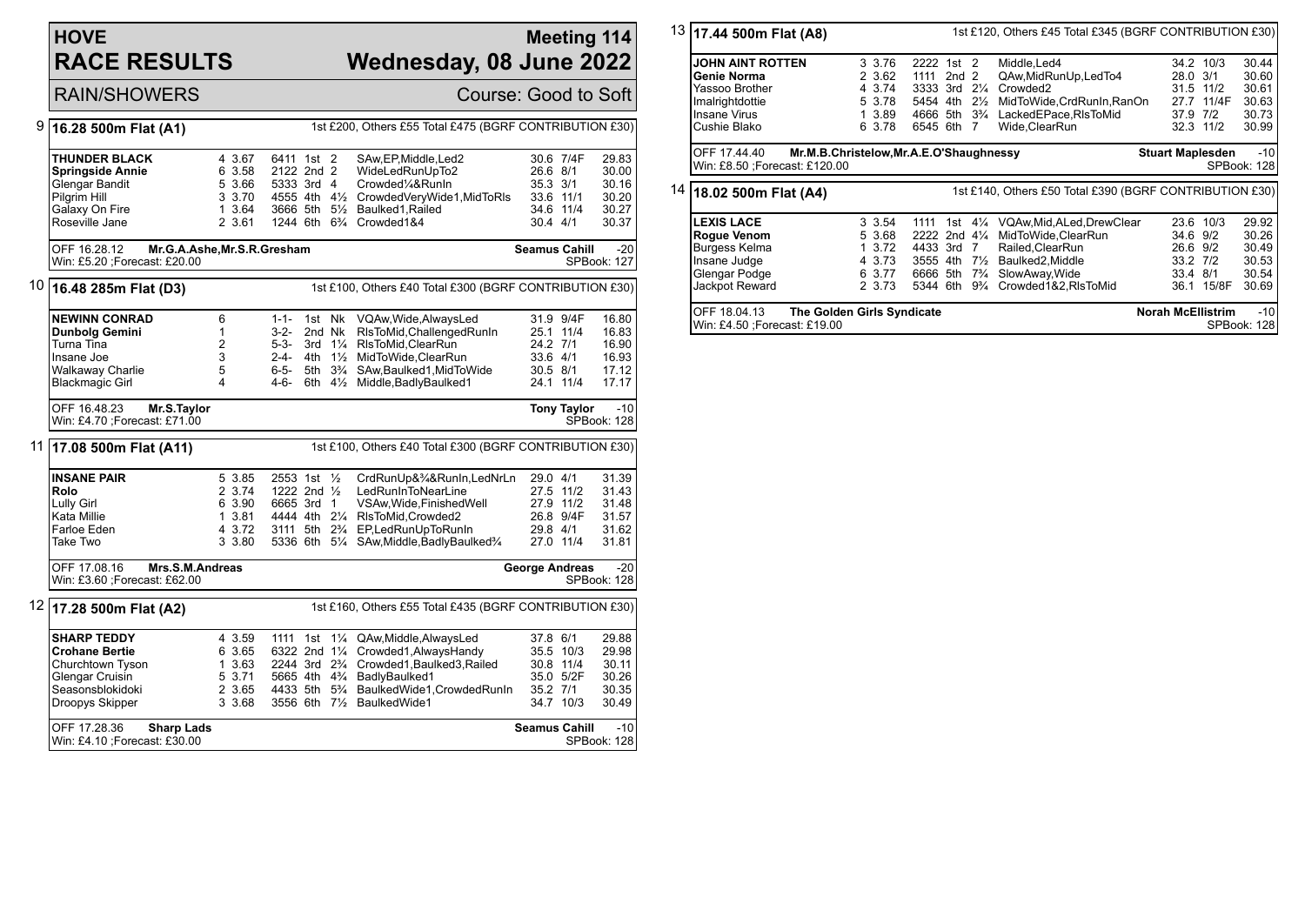# HOVE RACE RESULTS

## Meeting 114 Wednesday, 08 June 2022

RAIN/SHOWERS — Course: Good to Soft

### 9 — 16.28 500m Flat (A1)

1st £200, Others £55 Total £475 (BGRF CONTRIBUTION £30)

| | | | | | | | | | | |
|---|---|---|---|---|---|---|---|---|---|---|
| **THUNDER BLACK** | 4 | 3.67 | 6411 | 1st | 2 | SAw,EP,Middle,Led2 | 30.6 | 7/4F | 29.83 |
| **Springside Annie** | 6 | 3.58 | 2122 | 2nd | 2 | WideLedRunUpTo2 | 26.6 | 8/1 | 30.00 |
| Glengar Bandit | 5 | 3.66 | 5333 | 3rd | 4 | Crowded¼&RunIn | 35.3 | 3/1 | 30.16 |
| Pilgrim Hill | 3 | 3.70 | 4555 | 4th | 4½ | CrowdedVeryWide1,MidToRls | 33.6 | 11/1 | 30.20 |
| Galaxy On Fire | 1 | 3.64 | 3666 | 5th | 5½ | Baulked1,Railed | 34.6 | 11/4 | 30.27 |
| Roseville Jane | 2 | 3.61 | 1244 | 6th | 6¾ | Crowded1&4 | 30.4 | 4/1 | 30.37 |

OFF 16.28.12 **Mr.G.A.Ashe,Mr.S.R.Gresham** — **Seamus Cahill** -20
Win: £5.20 ;Forecast: £20.00 — SPBook: 127

### 10 — 16.48 285m Flat (D3)

1st £100, Others £40 Total £300 (BGRF CONTRIBUTION £30)

| | | | | | | | | | |
|---|---|---|---|---|---|---|---|---|---|
| **NEWINN CONRAD** | 6 | 1-1- | 1st | Nk | VQAw,Wide,AlwaysLed | 31.9 | 9/4F | 16.80 |
| **Dunbolg Gemini** | 1 | 3-2- | 2nd | Nk | RlsToMid,ChallengedRunIn | 25.1 | 11/4 | 16.83 |
| Turna Tina | 2 | 5-3- | 3rd | 1¼ | RlsToMid,ClearRun | 24.2 | 7/1 | 16.90 |
| Insane Joe | 3 | 2-4- | 4th | 1½ | MidToWide,ClearRun | 33.6 | 4/1 | 16.93 |
| Walkaway Charlie | 5 | 6-5- | 5th | 3¾ | SAw,Baulked1,MidToWide | 30.5 | 8/1 | 17.12 |
| Blackmagic Girl | 4 | 4-6- | 6th | 4½ | Middle,BadlyBaulked1 | 24.1 | 11/4 | 17.17 |

OFF 16.48.23 **Mr.S.Taylor** — **Tony Taylor** -10
Win: £4.70 ;Forecast: £71.00 — SPBook: 128

### 11 — 17.08 500m Flat (A11)

1st £100, Others £40 Total £300 (BGRF CONTRIBUTION £30)

| | | | | | | | | | | |
|---|---|---|---|---|---|---|---|---|---|---|
| **INSANE PAIR** | 5 | 3.85 | 2553 | 1st | ½ | CrdRunUp&¾&RunIn,LedNrLn | 29.0 | 4/1 | 31.39 |
| **Rolo** | 2 | 3.74 | 1222 | 2nd | ½ | LedRunInToNearLine | 27.5 | 11/2 | 31.43 |
| Lully Girl | 6 | 3.90 | 6665 | 3rd | 1 | VSAw,Wide,FinishedWell | 27.9 | 11/2 | 31.48 |
| Kata Millie | 1 | 3.81 | 4444 | 4th | 2¼ | RlsToMid,Crowded2 | 26.8 | 9/4F | 31.57 |
| Farloe Eden | 4 | 3.72 | 3111 | 5th | 2¾ | EP,LedRunUpToRunIn | 29.8 | 4/1 | 31.62 |
| Take Two | 3 | 3.80 | 5336 | 6th | 5¼ | SAw,Middle,BadlyBaulked¾ | 27.0 | 11/4 | 31.81 |

OFF 17.08.16 **Mrs.S.M.Andreas** — **George Andreas** -20
Win: £3.60 ;Forecast: £62.00 — SPBook: 128

### 12 — 17.28 500m Flat (A2)

1st £160, Others £55 Total £435 (BGRF CONTRIBUTION £30)

| | | | | | | | | | | |
|---|---|---|---|---|---|---|---|---|---|---|
| **SHARP TEDDY** | 4 | 3.59 | 1111 | 1st | 1¼ | QAw,Middle,AlwaysLed | 37.8 | 6/1 | 29.88 |
| **Crohane Bertie** | 6 | 3.65 | 6322 | 2nd | 1¼ | Crowded1,AlwaysHandy | 35.5 | 10/3 | 29.98 |
| Churchtown Tyson | 1 | 3.63 | 2244 | 3rd | 2¾ | Crowded1,Baulked3,Railed | 30.8 | 11/4 | 30.11 |
| Glengar Cruisin | 5 | 3.71 | 5665 | 4th | 4¾ | BadlyBaulked1 | 35.0 | 5/2F | 30.26 |
| Seasonsblokidoki | 2 | 3.65 | 4433 | 5th | 5¾ | BaulkedWide1,CrowdedRunIn | 35.2 | 7/1 | 30.35 |
| Droopys Skipper | 3 | 3.68 | 3556 | 6th | 7½ | BaulkedWide1 | 34.7 | 10/3 | 30.49 |

OFF 17.28.36 **Sharp Lads** — **Seamus Cahill** -10
Win: £4.10 ;Forecast: £30.00 — SPBook: 128

### 13 — 17.44 500m Flat (A8)

1st £120, Others £45 Total £345 (BGRF CONTRIBUTION £30)

| | | | | | | | | | | |
|---|---|---|---|---|---|---|---|---|---|---|
| **JOHN AINT ROTTEN** | 3 | 3.76 | 2222 | 1st | 2 | Middle,Led4 | 34.2 | 10/3 | 30.44 |
| **Genie Norma** | 2 | 3.62 | 1111 | 2nd | 2 | QAw,MidRunUp,LedTo4 | 28.0 | 3/1 | 30.60 |
| Yassoo Brother | 4 | 3.74 | 3333 | 3rd | 2¼ | Crowded2 | 31.5 | 11/2 | 30.61 |
| Imalrightdottie | 5 | 3.78 | 5454 | 4th | 2½ | MidToWide,CrdRunIn,RanOn | 27.7 | 11/4F | 30.63 |
| Insane Virus | 1 | 3.89 | 4666 | 5th | 3¾ | LackedEPace,RlsToMid | 37.9 | 7/2 | 30.73 |
| Cushie Blako | 6 | 3.78 | 6545 | 6th | 7 | Wide,ClearRun | 32.3 | 11/2 | 30.99 |

OFF 17.44.40 **Mr.M.B.Christelow,Mr.A.E.O'Shaughnessy** — **Stuart Maplesden** -10
Win: £8.50 ;Forecast: £120.00 — SPBook: 128

### 14 — 18.02 500m Flat (A4)

1st £140, Others £50 Total £390 (BGRF CONTRIBUTION £30)

| | | | | | | | | | | |
|---|---|---|---|---|---|---|---|---|---|---|
| **LEXIS LACE** | 3 | 3.54 | 1111 | 1st | 4¼ | VQAw,Mid,ALed,DrewClear | 23.6 | 10/3 | 29.92 |
| **Rogue Venom** | 5 | 3.68 | 2222 | 2nd | 4¼ | MidToWide,ClearRun | 34.6 | 9/2 | 30.26 |
| Burgess Kelma | 1 | 3.72 | 4433 | 3rd | 7 | Railed,ClearRun | 26.6 | 9/2 | 30.49 |
| Insane Judge | 4 | 3.73 | 3555 | 4th | 7½ | Baulked2,Middle | 33.2 | 7/2 | 30.53 |
| Glengar Podge | 6 | 3.77 | 6666 | 5th | 7¾ | SlowAway,Wide | 33.4 | 8/1 | 30.54 |
| Jackpot Reward | 2 | 3.73 | 5344 | 6th | 9¾ | Crowded1&2,RlsToMid | 36.1 | 15/8F | 30.69 |

OFF 18.04.13 **The Golden Girls Syndicate** — **Norah McEllistrim** -10
Win: £4.50 ;Forecast: £19.00 — SPBook: 128